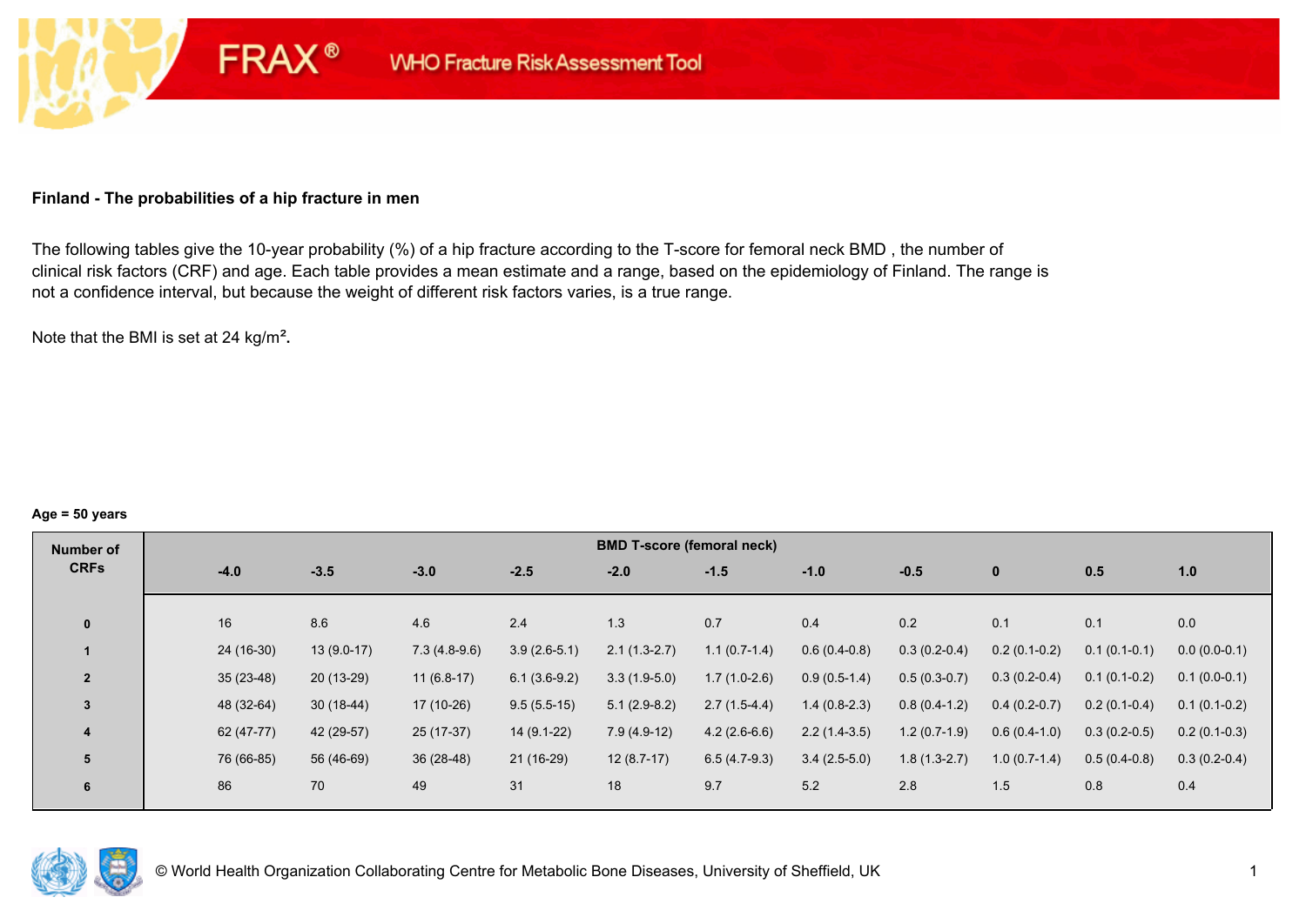FRAX® WHO Fracture Risk Assessment Tool

**Finland - The probabilities of a hip fracture in men**

The following tables give the 10-year probability (%) of a hip fracture according to the T-score for femoral neck BMD , the number of clinical risk factors (CRF) and age. Each table provides a mean estimate and a range, based on the epidemiology of Finland. The range is not a confidence interval, but because the weight of different risk factors varies, is a true range.

Note that the BMI is set at 24 kg/m².

**Age = 50 years**

| Number of CRFs | BMD T-score (femoral neck) | | | | | | | | | | |
|---|---|---|---|---|---|---|---|---|---|---|---|
| | -4.0 | -3.5 | -3.0 | -2.5 | -2.0 | -1.5 | -1.0 | -0.5 | 0 | 0.5 | 1.0 |
| 0 | 16 | 8.6 | 4.6 | 2.4 | 1.3 | 0.7 | 0.4 | 0.2 | 0.1 | 0.1 | 0.0 |
| 1 | 24 (16-30) | 13 (9.0-17) | 7.3 (4.8-9.6) | 3.9 (2.6-5.1) | 2.1 (1.3-2.7) | 1.1 (0.7-1.4) | 0.6 (0.4-0.8) | 0.3 (0.2-0.4) | 0.2 (0.1-0.2) | 0.1 (0.1-0.1) | 0.0 (0.0-0.1) |
| 2 | 35 (23-48) | 20 (13-29) | 11 (6.8-17) | 6.1 (3.6-9.2) | 3.3 (1.9-5.0) | 1.7 (1.0-2.6) | 0.9 (0.5-1.4) | 0.5 (0.3-0.7) | 0.3 (0.2-0.4) | 0.1 (0.1-0.2) | 0.1 (0.0-0.1) |
| 3 | 48 (32-64) | 30 (18-44) | 17 (10-26) | 9.5 (5.5-15) | 5.1 (2.9-8.2) | 2.7 (1.5-4.4) | 1.4 (0.8-2.3) | 0.8 (0.4-1.2) | 0.4 (0.2-0.7) | 0.2 (0.1-0.4) | 0.1 (0.1-0.2) |
| 4 | 62 (47-77) | 42 (29-57) | 25 (17-37) | 14 (9.1-22) | 7.9 (4.9-12) | 4.2 (2.6-6.6) | 2.2 (1.4-3.5) | 1.2 (0.7-1.9) | 0.6 (0.4-1.0) | 0.3 (0.2-0.5) | 0.2 (0.1-0.3) |
| 5 | 76 (66-85) | 56 (46-69) | 36 (28-48) | 21 (16-29) | 12 (8.7-17) | 6.5 (4.7-9.3) | 3.4 (2.5-5.0) | 1.8 (1.3-2.7) | 1.0 (0.7-1.4) | 0.5 (0.4-0.8) | 0.3 (0.2-0.4) |
| 6 | 86 | 70 | 49 | 31 | 18 | 9.7 | 5.2 | 2.8 | 1.5 | 0.8 | 0.4 |

© World Health Organization Collaborating Centre for Metabolic Bone Diseases, University of Sheffield, UK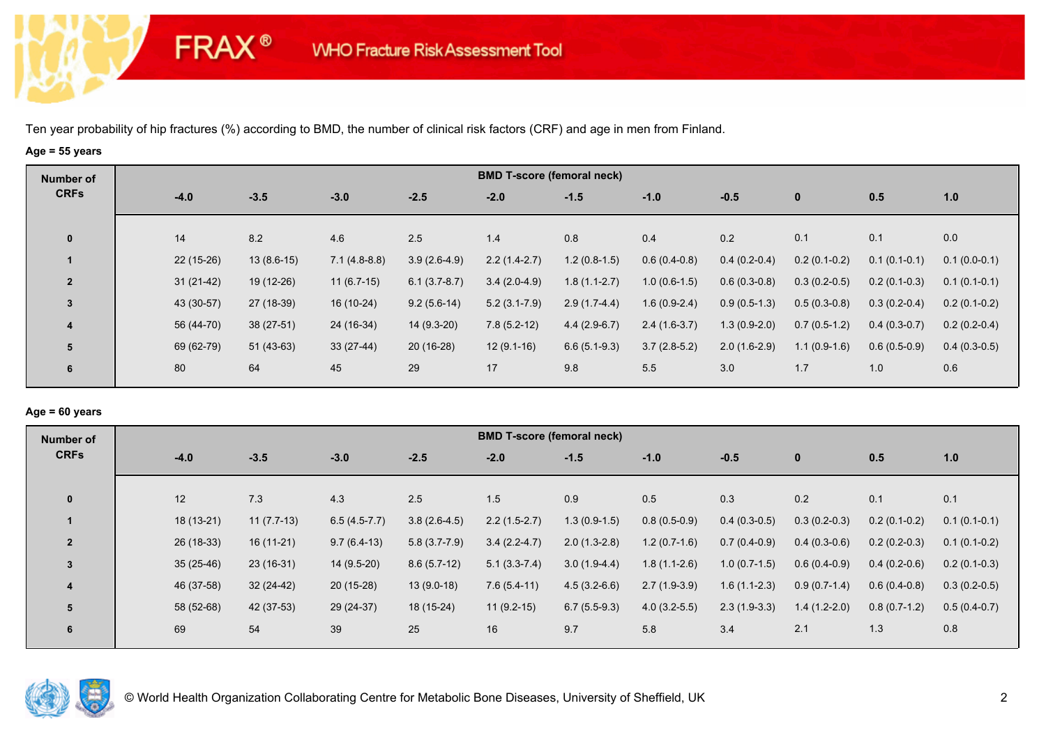# FRAX® WHO Fracture Risk Assessment Tool

Ten year probability of hip fractures (%) according to BMD, the number of clinical risk factors (CRF) and age in men from Finland.

**Age = 55 years**

| Number of CRFs | BMD T-score (femoral neck) | | | | | | | | | | |
|---|---|---|---|---|---|---|---|---|---|---|---|
| | -4.0 | -3.5 | -3.0 | -2.5 | -2.0 | -1.5 | -1.0 | -0.5 | 0 | 0.5 | 1.0 |
| 0 | 14 | 8.2 | 4.6 | 2.5 | 1.4 | 0.8 | 0.4 | 0.2 | 0.1 | 0.1 | 0.0 |
| 1 | 22 (15-26) | 13 (8.6-15) | 7.1 (4.8-8.8) | 3.9 (2.6-4.9) | 2.2 (1.4-2.7) | 1.2 (0.8-1.5) | 0.6 (0.4-0.8) | 0.4 (0.2-0.4) | 0.2 (0.1-0.2) | 0.1 (0.1-0.1) | 0.1 (0.0-0.1) |
| 2 | 31 (21-42) | 19 (12-26) | 11 (6.7-15) | 6.1 (3.7-8.7) | 3.4 (2.0-4.9) | 1.8 (1.1-2.7) | 1.0 (0.6-1.5) | 0.6 (0.3-0.8) | 0.3 (0.2-0.5) | 0.2 (0.1-0.3) | 0.1 (0.1-0.1) |
| 3 | 43 (30-57) | 27 (18-39) | 16 (10-24) | 9.2 (5.6-14) | 5.2 (3.1-7.9) | 2.9 (1.7-4.4) | 1.6 (0.9-2.4) | 0.9 (0.5-1.3) | 0.5 (0.3-0.8) | 0.3 (0.2-0.4) | 0.2 (0.1-0.2) |
| 4 | 56 (44-70) | 38 (27-51) | 24 (16-34) | 14 (9.3-20) | 7.8 (5.2-12) | 4.4 (2.9-6.7) | 2.4 (1.6-3.7) | 1.3 (0.9-2.0) | 0.7 (0.5-1.2) | 0.4 (0.3-0.7) | 0.2 (0.2-0.4) |
| 5 | 69 (62-79) | 51 (43-63) | 33 (27-44) | 20 (16-28) | 12 (9.1-16) | 6.6 (5.1-9.3) | 3.7 (2.8-5.2) | 2.0 (1.6-2.9) | 1.1 (0.9-1.6) | 0.6 (0.5-0.9) | 0.4 (0.3-0.5) |
| 6 | 80 | 64 | 45 | 29 | 17 | 9.8 | 5.5 | 3.0 | 1.7 | 1.0 | 0.6 |

**Age = 60 years**

| Number of CRFs | BMD T-score (femoral neck) | | | | | | | | | | |
|---|---|---|---|---|---|---|---|---|---|---|---|
| | -4.0 | -3.5 | -3.0 | -2.5 | -2.0 | -1.5 | -1.0 | -0.5 | 0 | 0.5 | 1.0 |
| 0 | 12 | 7.3 | 4.3 | 2.5 | 1.5 | 0.9 | 0.5 | 0.3 | 0.2 | 0.1 | 0.1 |
| 1 | 18 (13-21) | 11 (7.7-13) | 6.5 (4.5-7.7) | 3.8 (2.6-4.5) | 2.2 (1.5-2.7) | 1.3 (0.9-1.5) | 0.8 (0.5-0.9) | 0.4 (0.3-0.5) | 0.3 (0.2-0.3) | 0.2 (0.1-0.2) | 0.1 (0.1-0.1) |
| 2 | 26 (18-33) | 16 (11-21) | 9.7 (6.4-13) | 5.8 (3.7-7.9) | 3.4 (2.2-4.7) | 2.0 (1.3-2.8) | 1.2 (0.7-1.6) | 0.7 (0.4-0.9) | 0.4 (0.3-0.6) | 0.2 (0.2-0.3) | 0.1 (0.1-0.2) |
| 3 | 35 (25-46) | 23 (16-31) | 14 (9.5-20) | 8.6 (5.7-12) | 5.1 (3.3-7.4) | 3.0 (1.9-4.4) | 1.8 (1.1-2.6) | 1.0 (0.7-1.5) | 0.6 (0.4-0.9) | 0.4 (0.2-0.6) | 0.2 (0.1-0.3) |
| 4 | 46 (37-58) | 32 (24-42) | 20 (15-28) | 13 (9.0-18) | 7.6 (5.4-11) | 4.5 (3.2-6.6) | 2.7 (1.9-3.9) | 1.6 (1.1-2.3) | 0.9 (0.7-1.4) | 0.6 (0.4-0.8) | 0.3 (0.2-0.5) |
| 5 | 58 (52-68) | 42 (37-53) | 29 (24-37) | 18 (15-24) | 11 (9.2-15) | 6.7 (5.5-9.3) | 4.0 (3.2-5.5) | 2.3 (1.9-3.3) | 1.4 (1.2-2.0) | 0.8 (0.7-1.2) | 0.5 (0.4-0.7) |
| 6 | 69 | 54 | 39 | 25 | 16 | 9.7 | 5.8 | 3.4 | 2.1 | 1.3 | 0.8 |

© World Health Organization Collaborating Centre for Metabolic Bone Diseases, University of Sheffield, UK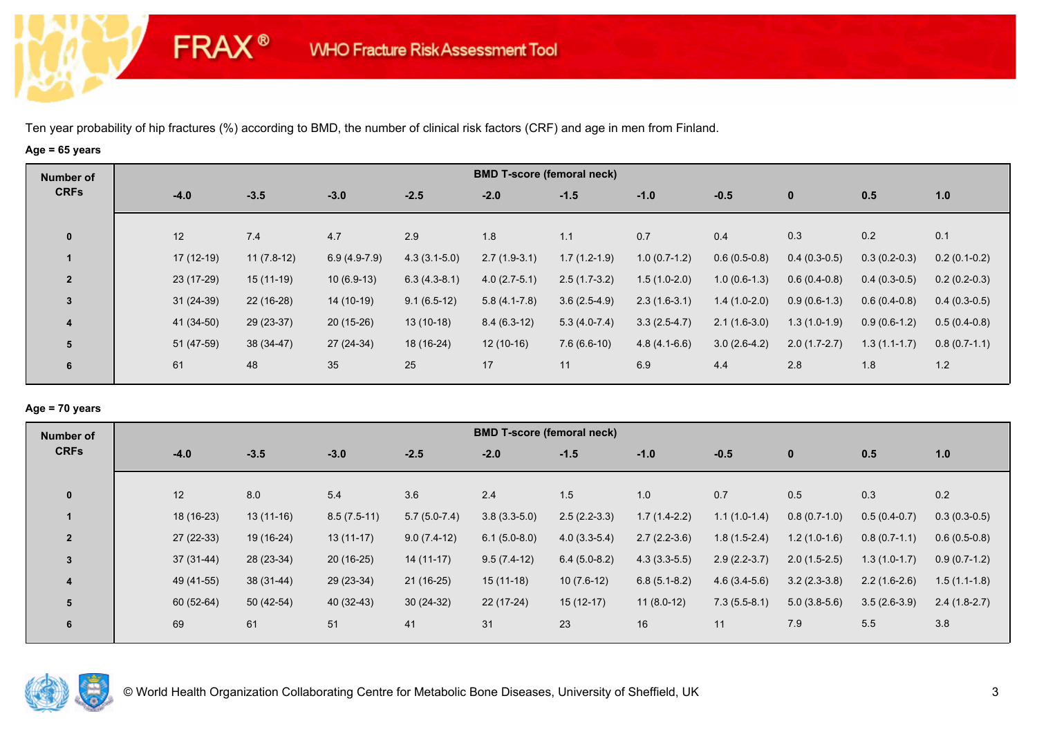# FRAX® WHO Fracture Risk Assessment Tool

Ten year probability of hip fractures (%) according to BMD, the number of clinical risk factors (CRF) and age in men from Finland.

**Age = 65 years**

| Number of CRFs | BMD T-score (femoral neck) | | | | | | | | | | |
|---|---|---|---|---|---|---|---|---|---|---|---|
| | -4.0 | -3.5 | -3.0 | -2.5 | -2.0 | -1.5 | -1.0 | -0.5 | 0 | 0.5 | 1.0 |
| 0 | 12 | 7.4 | 4.7 | 2.9 | 1.8 | 1.1 | 0.7 | 0.4 | 0.3 | 0.2 | 0.1 |
| 1 | 17 (12-19) | 11 (7.8-12) | 6.9 (4.9-7.9) | 4.3 (3.1-5.0) | 2.7 (1.9-3.1) | 1.7 (1.2-1.9) | 1.0 (0.7-1.2) | 0.6 (0.5-0.8) | 0.4 (0.3-0.5) | 0.3 (0.2-0.3) | 0.2 (0.1-0.2) |
| 2 | 23 (17-29) | 15 (11-19) | 10 (6.9-13) | 6.3 (4.3-8.1) | 4.0 (2.7-5.1) | 2.5 (1.7-3.2) | 1.5 (1.0-2.0) | 1.0 (0.6-1.3) | 0.6 (0.4-0.8) | 0.4 (0.3-0.5) | 0.2 (0.2-0.3) |
| 3 | 31 (24-39) | 22 (16-28) | 14 (10-19) | 9.1 (6.5-12) | 5.8 (4.1-7.8) | 3.6 (2.5-4.9) | 2.3 (1.6-3.1) | 1.4 (1.0-2.0) | 0.9 (0.6-1.3) | 0.6 (0.4-0.8) | 0.4 (0.3-0.5) |
| 4 | 41 (34-50) | 29 (23-37) | 20 (15-26) | 13 (10-18) | 8.4 (6.3-12) | 5.3 (4.0-7.4) | 3.3 (2.5-4.7) | 2.1 (1.6-3.0) | 1.3 (1.0-1.9) | 0.9 (0.6-1.2) | 0.5 (0.4-0.8) |
| 5 | 51 (47-59) | 38 (34-47) | 27 (24-34) | 18 (16-24) | 12 (10-16) | 7.6 (6.6-10) | 4.8 (4.1-6.6) | 3.0 (2.6-4.2) | 2.0 (1.7-2.7) | 1.3 (1.1-1.7) | 0.8 (0.7-1.1) |
| 6 | 61 | 48 | 35 | 25 | 17 | 11 | 6.9 | 4.4 | 2.8 | 1.8 | 1.2 |

**Age = 70 years**

| Number of CRFs | BMD T-score (femoral neck) | | | | | | | | | | |
|---|---|---|---|---|---|---|---|---|---|---|---|
| | -4.0 | -3.5 | -3.0 | -2.5 | -2.0 | -1.5 | -1.0 | -0.5 | 0 | 0.5 | 1.0 |
| 0 | 12 | 8.0 | 5.4 | 3.6 | 2.4 | 1.5 | 1.0 | 0.7 | 0.5 | 0.3 | 0.2 |
| 1 | 18 (16-23) | 13 (11-16) | 8.5 (7.5-11) | 5.7 (5.0-7.4) | 3.8 (3.3-5.0) | 2.5 (2.2-3.3) | 1.7 (1.4-2.2) | 1.1 (1.0-1.4) | 0.8 (0.7-1.0) | 0.5 (0.4-0.7) | 0.3 (0.3-0.5) |
| 2 | 27 (22-33) | 19 (16-24) | 13 (11-17) | 9.0 (7.4-12) | 6.1 (5.0-8.0) | 4.0 (3.3-5.4) | 2.7 (2.2-3.6) | 1.8 (1.5-2.4) | 1.2 (1.0-1.6) | 0.8 (0.7-1.1) | 0.6 (0.5-0.8) |
| 3 | 37 (31-44) | 28 (23-34) | 20 (16-25) | 14 (11-17) | 9.5 (7.4-12) | 6.4 (5.0-8.2) | 4.3 (3.3-5.5) | 2.9 (2.2-3.7) | 2.0 (1.5-2.5) | 1.3 (1.0-1.7) | 0.9 (0.7-1.2) |
| 4 | 49 (41-55) | 38 (31-44) | 29 (23-34) | 21 (16-25) | 15 (11-18) | 10 (7.6-12) | 6.8 (5.1-8.2) | 4.6 (3.4-5.6) | 3.2 (2.3-3.8) | 2.2 (1.6-2.6) | 1.5 (1.1-1.8) |
| 5 | 60 (52-64) | 50 (42-54) | 40 (32-43) | 30 (24-32) | 22 (17-24) | 15 (12-17) | 11 (8.0-12) | 7.3 (5.5-8.1) | 5.0 (3.8-5.6) | 3.5 (2.6-3.9) | 2.4 (1.8-2.7) |
| 6 | 69 | 61 | 51 | 41 | 31 | 23 | 16 | 11 | 7.9 | 5.5 | 3.8 |

© World Health Organization Collaborating Centre for Metabolic Bone Diseases, University of Sheffield, UK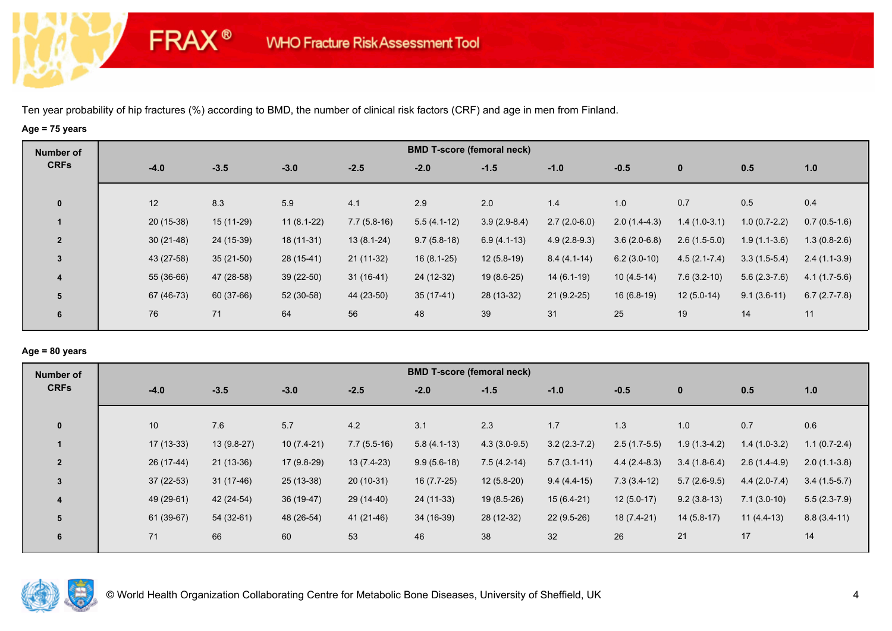Ten year probability of hip fractures (%) according to BMD, the number of clinical risk factors (CRF) and age in men from Finland.

**Age = 75 years**

| Number of CRFs | BMD T-score (femoral neck) | | | | | | | | | | |
|---|---|---|---|---|---|---|---|---|---|---|---|
| | -4.0 | -3.5 | -3.0 | -2.5 | -2.0 | -1.5 | -1.0 | -0.5 | 0 | 0.5 | 1.0 |
| 0 | 12 | 8.3 | 5.9 | 4.1 | 2.9 | 2.0 | 1.4 | 1.0 | 0.7 | 0.5 | 0.4 |
| 1 | 20 (15-38) | 15 (11-29) | 11 (8.1-22) | 7.7 (5.8-16) | 5.5 (4.1-12) | 3.9 (2.9-8.4) | 2.7 (2.0-6.0) | 2.0 (1.4-4.3) | 1.4 (1.0-3.1) | 1.0 (0.7-2.2) | 0.7 (0.5-1.6) |
| 2 | 30 (21-48) | 24 (15-39) | 18 (11-31) | 13 (8.1-24) | 9.7 (5.8-18) | 6.9 (4.1-13) | 4.9 (2.8-9.3) | 3.6 (2.0-6.8) | 2.6 (1.5-5.0) | 1.9 (1.1-3.6) | 1.3 (0.8-2.6) |
| 3 | 43 (27-58) | 35 (21-50) | 28 (15-41) | 21 (11-32) | 16 (8.1-25) | 12 (5.8-19) | 8.4 (4.1-14) | 6.2 (3.0-10) | 4.5 (2.1-7.4) | 3.3 (1.5-5.4) | 2.4 (1.1-3.9) |
| 4 | 55 (36-66) | 47 (28-58) | 39 (22-50) | 31 (16-41) | 24 (12-32) | 19 (8.6-25) | 14 (6.1-19) | 10 (4.5-14) | 7.6 (3.2-10) | 5.6 (2.3-7.6) | 4.1 (1.7-5.6) |
| 5 | 67 (46-73) | 60 (37-66) | 52 (30-58) | 44 (23-50) | 35 (17-41) | 28 (13-32) | 21 (9.2-25) | 16 (6.8-19) | 12 (5.0-14) | 9.1 (3.6-11) | 6.7 (2.7-7.8) |
| 6 | 76 | 71 | 64 | 56 | 48 | 39 | 31 | 25 | 19 | 14 | 11 |

**Age = 80 years**

| Number of CRFs | BMD T-score (femoral neck) | | | | | | | | | | |
|---|---|---|---|---|---|---|---|---|---|---|---|
| | -4.0 | -3.5 | -3.0 | -2.5 | -2.0 | -1.5 | -1.0 | -0.5 | 0 | 0.5 | 1.0 |
| 0 | 10 | 7.6 | 5.7 | 4.2 | 3.1 | 2.3 | 1.7 | 1.3 | 1.0 | 0.7 | 0.6 |
| 1 | 17 (13-33) | 13 (9.8-27) | 10 (7.4-21) | 7.7 (5.5-16) | 5.8 (4.1-13) | 4.3 (3.0-9.5) | 3.2 (2.3-7.2) | 2.5 (1.7-5.5) | 1.9 (1.3-4.2) | 1.4 (1.0-3.2) | 1.1 (0.7-2.4) |
| 2 | 26 (17-44) | 21 (13-36) | 17 (9.8-29) | 13 (7.4-23) | 9.9 (5.6-18) | 7.5 (4.2-14) | 5.7 (3.1-11) | 4.4 (2.4-8.3) | 3.4 (1.8-6.4) | 2.6 (1.4-4.9) | 2.0 (1.1-3.8) |
| 3 | 37 (22-53) | 31 (17-46) | 25 (13-38) | 20 (10-31) | 16 (7.7-25) | 12 (5.8-20) | 9.4 (4.4-15) | 7.3 (3.4-12) | 5.7 (2.6-9.5) | 4.4 (2.0-7.4) | 3.4 (1.5-5.7) |
| 4 | 49 (29-61) | 42 (24-54) | 36 (19-47) | 29 (14-40) | 24 (11-33) | 19 (8.5-26) | 15 (6.4-21) | 12 (5.0-17) | 9.2 (3.8-13) | 7.1 (3.0-10) | 5.5 (2.3-7.9) |
| 5 | 61 (39-67) | 54 (32-61) | 48 (26-54) | 41 (21-46) | 34 (16-39) | 28 (12-32) | 22 (9.5-26) | 18 (7.4-21) | 14 (5.8-17) | 11 (4.4-13) | 8.8 (3.4-11) |
| 6 | 71 | 66 | 60 | 53 | 46 | 38 | 32 | 26 | 21 | 17 | 14 |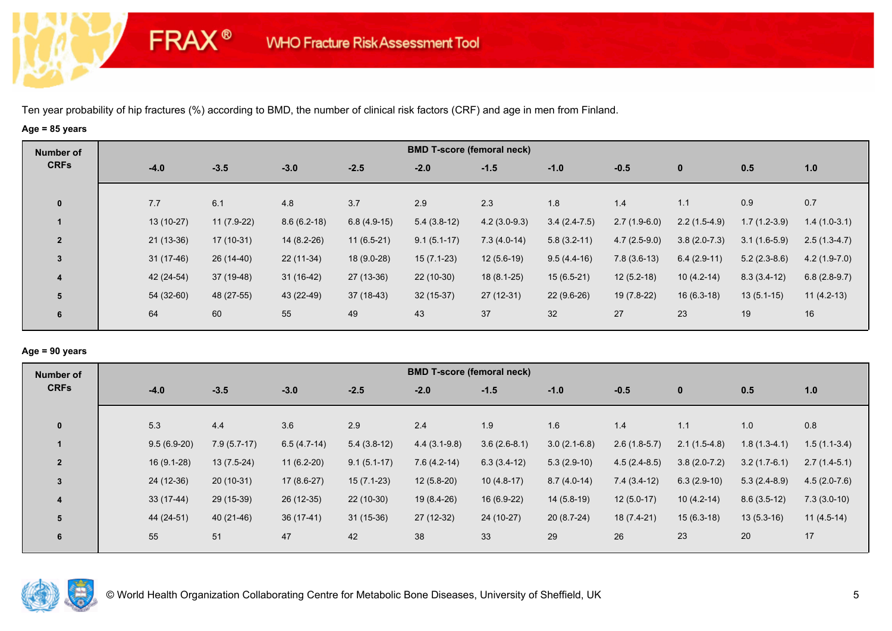Ten year probability of hip fractures (%) according to BMD, the number of clinical risk factors (CRF) and age in men from Finland.

**Age = 85 years**

| Number of CRFs | BMD T-score (femoral neck) | | | | | | | | | | |
|---|---|---|---|---|---|---|---|---|---|---|---|
| | -4.0 | -3.5 | -3.0 | -2.5 | -2.0 | -1.5 | -1.0 | -0.5 | 0 | 0.5 | 1.0 |
| 0 | 7.7 | 6.1 | 4.8 | 3.7 | 2.9 | 2.3 | 1.8 | 1.4 | 1.1 | 0.9 | 0.7 |
| 1 | 13 (10-27) | 11 (7.9-22) | 8.6 (6.2-18) | 6.8 (4.9-15) | 5.4 (3.8-12) | 4.2 (3.0-9.3) | 3.4 (2.4-7.5) | 2.7 (1.9-6.0) | 2.2 (1.5-4.9) | 1.7 (1.2-3.9) | 1.4 (1.0-3.1) |
| 2 | 21 (13-36) | 17 (10-31) | 14 (8.2-26) | 11 (6.5-21) | 9.1 (5.1-17) | 7.3 (4.0-14) | 5.8 (3.2-11) | 4.7 (2.5-9.0) | 3.8 (2.0-7.3) | 3.1 (1.6-5.9) | 2.5 (1.3-4.7) |
| 3 | 31 (17-46) | 26 (14-40) | 22 (11-34) | 18 (9.0-28) | 15 (7.1-23) | 12 (5.6-19) | 9.5 (4.4-16) | 7.8 (3.6-13) | 6.4 (2.9-11) | 5.2 (2.3-8.6) | 4.2 (1.9-7.0) |
| 4 | 42 (24-54) | 37 (19-48) | 31 (16-42) | 27 (13-36) | 22 (10-30) | 18 (8.1-25) | 15 (6.5-21) | 12 (5.2-18) | 10 (4.2-14) | 8.3 (3.4-12) | 6.8 (2.8-9.7) |
| 5 | 54 (32-60) | 48 (27-55) | 43 (22-49) | 37 (18-43) | 32 (15-37) | 27 (12-31) | 22 (9.6-26) | 19 (7.8-22) | 16 (6.3-18) | 13 (5.1-15) | 11 (4.2-13) |
| 6 | 64 | 60 | 55 | 49 | 43 | 37 | 32 | 27 | 23 | 19 | 16 |

**Age = 90 years**

| Number of CRFs | BMD T-score (femoral neck) | | | | | | | | | | |
|---|---|---|---|---|---|---|---|---|---|---|---|
| | -4.0 | -3.5 | -3.0 | -2.5 | -2.0 | -1.5 | -1.0 | -0.5 | 0 | 0.5 | 1.0 |
| 0 | 5.3 | 4.4 | 3.6 | 2.9 | 2.4 | 1.9 | 1.6 | 1.4 | 1.1 | 1.0 | 0.8 |
| 1 | 9.5 (6.9-20) | 7.9 (5.7-17) | 6.5 (4.7-14) | 5.4 (3.8-12) | 4.4 (3.1-9.8) | 3.6 (2.6-8.1) | 3.0 (2.1-6.8) | 2.6 (1.8-5.7) | 2.1 (1.5-4.8) | 1.8 (1.3-4.1) | 1.5 (1.1-3.4) |
| 2 | 16 (9.1-28) | 13 (7.5-24) | 11 (6.2-20) | 9.1 (5.1-17) | 7.6 (4.2-14) | 6.3 (3.4-12) | 5.3 (2.9-10) | 4.5 (2.4-8.5) | 3.8 (2.0-7.2) | 3.2 (1.7-6.1) | 2.7 (1.4-5.1) |
| 3 | 24 (12-36) | 20 (10-31) | 17 (8.6-27) | 15 (7.1-23) | 12 (5.8-20) | 10 (4.8-17) | 8.7 (4.0-14) | 7.4 (3.4-12) | 6.3 (2.9-10) | 5.3 (2.4-8.9) | 4.5 (2.0-7.6) |
| 4 | 33 (17-44) | 29 (15-39) | 26 (12-35) | 22 (10-30) | 19 (8.4-26) | 16 (6.9-22) | 14 (5.8-19) | 12 (5.0-17) | 10 (4.2-14) | 8.6 (3.5-12) | 7.3 (3.0-10) |
| 5 | 44 (24-51) | 40 (21-46) | 36 (17-41) | 31 (15-36) | 27 (12-32) | 24 (10-27) | 20 (8.7-24) | 18 (7.4-21) | 15 (6.3-18) | 13 (5.3-16) | 11 (4.5-14) |
| 6 | 55 | 51 | 47 | 42 | 38 | 33 | 29 | 26 | 23 | 20 | 17 |

© World Health Organization Collaborating Centre for Metabolic Bone Diseases, University of Sheffield, UK